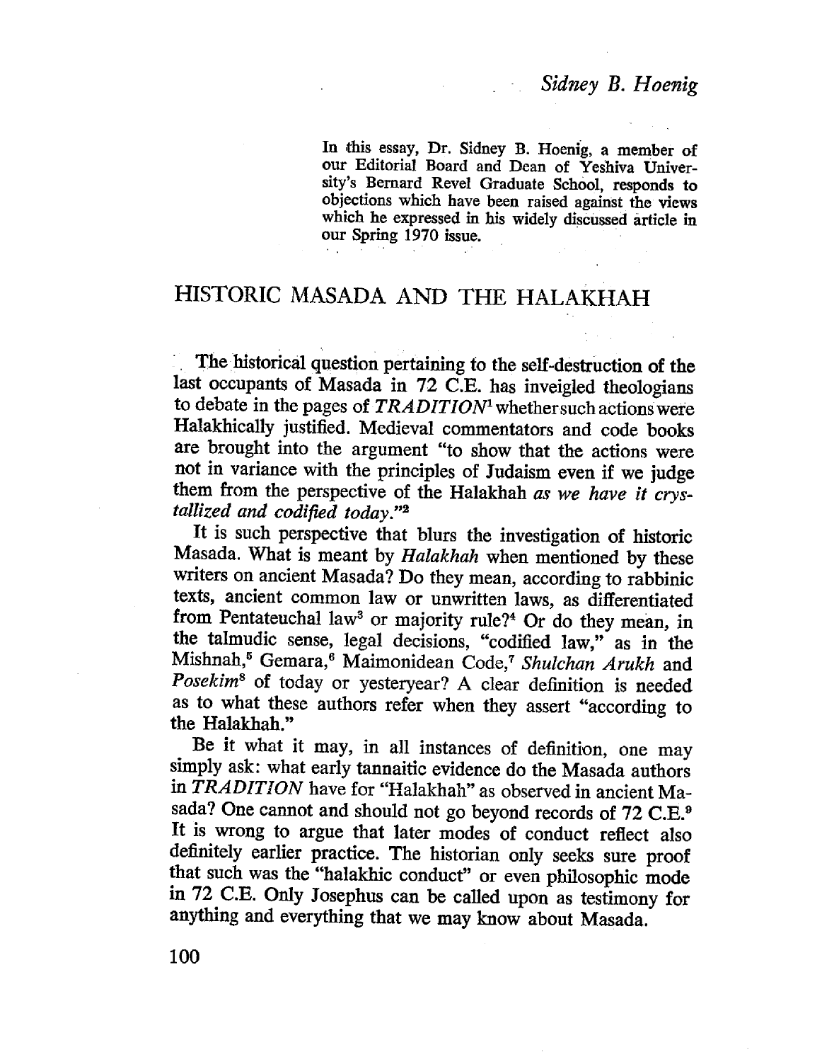Sidney B. Hoenig

In this essay, Dr. Sidney B. Hoenig, a member of our Editorial Board and Dean of Yeshiva University's Bernard Revel Graduate School, responds to objections which have been raised against the views which he expressed in his widely discussed article in our Spring 1970 issue.

# HISTORIC MASADA AND THE HALAKHAH

The historical question pertaining to the self-destruction of the last occupants of Masada in 72 C.E. has inveigled theologians to debate in the pages of *TRADITION*[1] whether such actions were Halakhically justified. Medieval commentators and code books are brought into the argument "to show that the actions were not in variance with the principles of Judaism even if we judge them from the perspective of the Halakhah *as we have it crystallized and codified today*."[2]

It is such perspective that blurs the investigation of historic Masada. What is meant by *Halakhah* when mentioned by these writers on ancient Masada? Do they mean, according to rabbinic texts, ancient common law or unwritten laws, as differentiated from Pentateuchal law[3] or majority rule?[4] Or do they mean, in the talmudic sense, legal decisions, "codified law," as in the Mishnah,[5] Gemara,[6] Maimonidean Code,[7] *Shulchan Arukh* and *Posekim*[8] of today or yesteryear? A clear definition is needed as to what these authors refer when they assert "according to the Halakhah."

Be it what it may, in all instances of definition, one may simply ask: what early tannaitic evidence do the Masada authors in *TRADITION* have for "Halakhah" as observed in ancient Masada? One cannot and should not go beyond records of 72 C.E.[9] It is wrong to argue that later modes of conduct reflect also definitely earlier practice. The historian only seeks sure proof that such was the "halakhic conduct" or even philosophic mode in 72 C.E. Only Josephus can be called upon as testimony for anything and everything that we may know about Masada.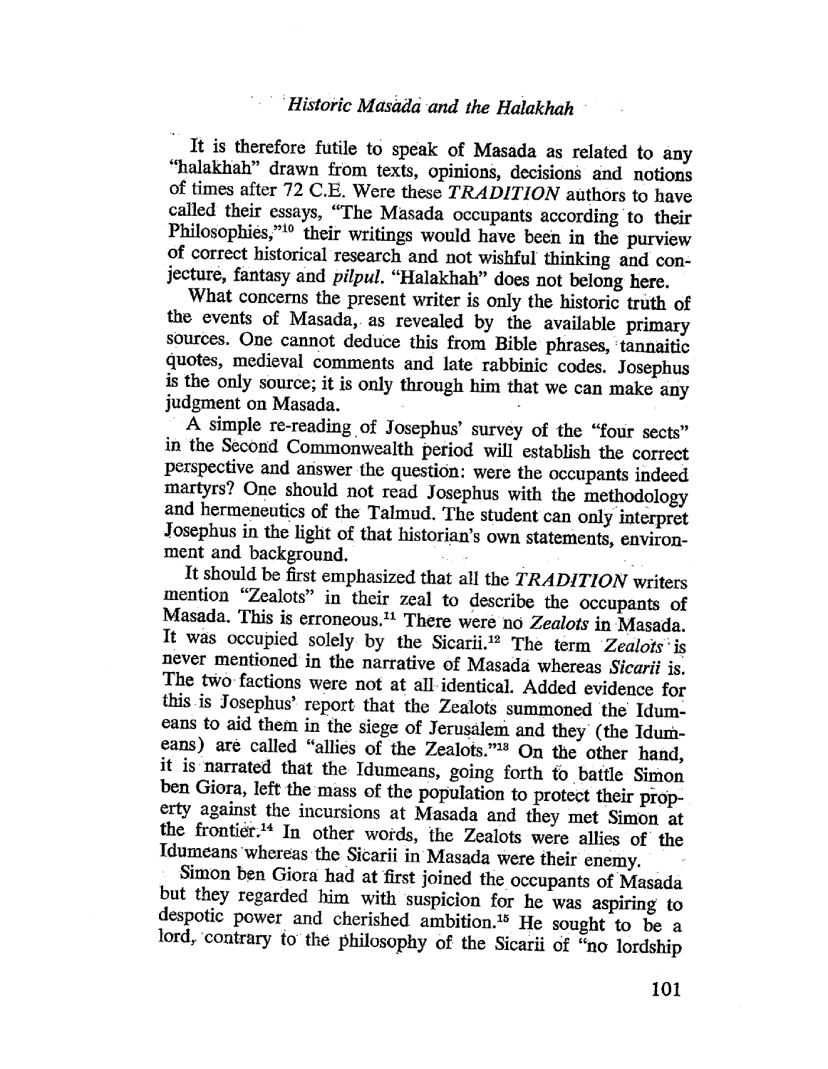It is therefore futile to speak of Masada as related to any "halakhah" drawn from texts, opinions, decisions and notions of times after 72 C.E. Were these *TRADITION* authors to have called their essays, "The Masada occupants according to their Philosophies,"[10] their writings would have been in the purview of correct historical research and not wishful thinking and conjecture, fantasy and *pilpul*. "Halakhah" does not belong here.

What concerns the present writer is only the historic truth of the events of Masada, as revealed by the available primary sources. One cannot deduce this from Bible phrases, tannaitic quotes, medieval comments and late rabbinic codes. Josephus is the only source; it is only through him that we can make any judgment on Masada.

A simple re-reading of Josephus' survey of the "four sects" in the Second Commonwealth period will establish the correct perspective and answer the question: were the occupants indeed martyrs? One should not read Josephus with the methodology and hermeneutics of the Talmud. The student can only interpret Josephus in the light of that historian's own statements, environment and background.

It should be first emphasized that all the *TRADITION* writers mention "Zealots" in their zeal to describe the occupants of Masada. This is erroneous.[11] There were no *Zealots* in Masada. It was occupied solely by the Sicarii.[12] The term *Zealots* is never mentioned in the narrative of Masada whereas *Sicarii* is. The two factions were not at all identical. Added evidence for this is Josephus' report that the Zealots summoned the Idumeans to aid them in the siege of Jerusalem and they (the Idumeans) are called "allies of the Zealots."[13] On the other hand, it is narrated that the Idumeans, going forth to battle Simon ben Giora, left the mass of the population to protect their property against the incursions at Masada and they met Simon at the frontier.[14] In other words, the Zealots were allies of the Idumeans whereas the Sicarii in Masada were their enemy.

Simon ben Giora had at first joined the occupants of Masada but they regarded him with suspicion for he was aspiring to despotic power and cherished ambition.[15] He sought to be a lord, contrary to the philosophy of the Sicarii of "no lordship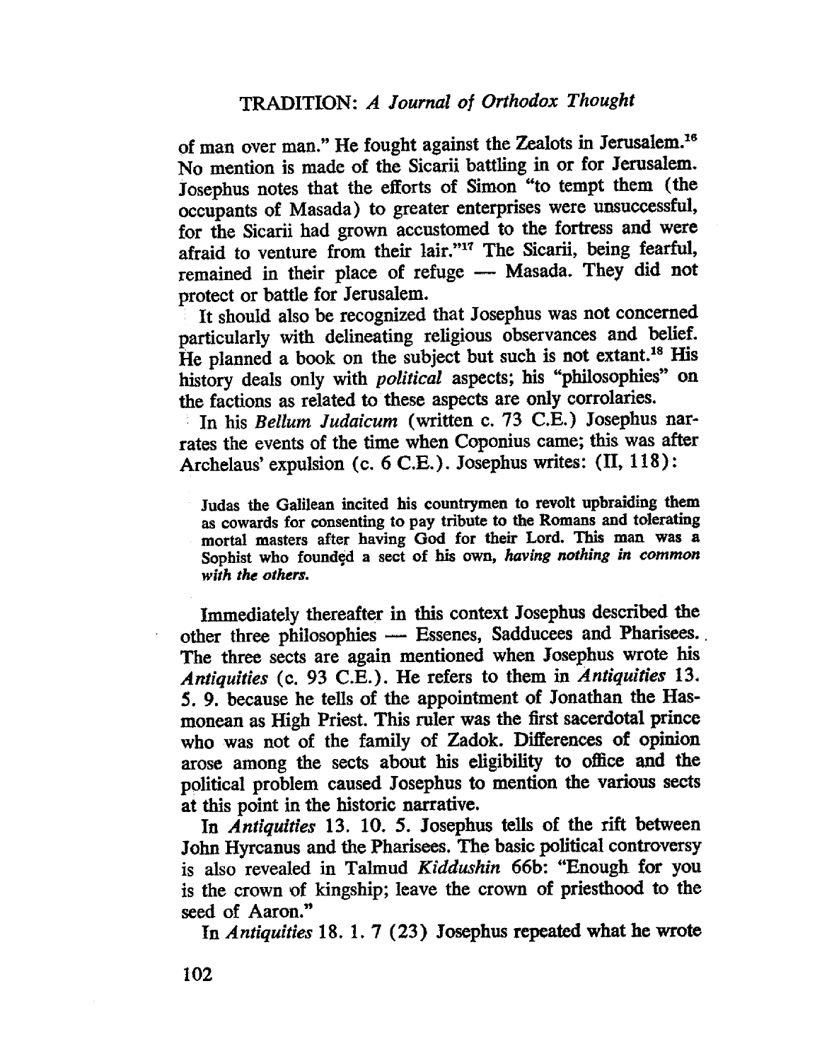of man over man." He fought against the Zealots in Jerusalem.[16] No mention is made of the Sicarii battling in or for Jerusalem. Josephus notes that the efforts of Simon "to tempt them (the occupants of Masada) to greater enterprises were unsuccessful, for the Sicarii had grown accustomed to the fortress and were afraid to venture from their lair."[17] The Sicarii, being fearful, remained in their place of refuge — Masada. They did not protect or battle for Jerusalem.

It should also be recognized that Josephus was not concerned particularly with delineating religious observances and belief. He planned a book on the subject but such is not extant.[18] His history deals only with *political* aspects; his "philosophies" on the factions as related to these aspects are only corrolaries.

In his *Bellum Judaicum* (written c. 73 C.E.) Josephus narrates the events of the time when Coponius came; this was after Archelaus' expulsion (c. 6 C.E.). Josephus writes: (II, 118):

> Judas the Galilean incited his countrymen to revolt upbraiding them as cowards for consenting to pay tribute to the Romans and tolerating mortal masters after having God for their Lord. This man was a Sophist who founded a sect of his own, *having nothing in common with the others.*

Immediately thereafter in this context Josephus described the other three philosophies — Essenes, Sadducees and Pharisees. The three sects are again mentioned when Josephus wrote his *Antiquities* (c. 93 C.E.). He refers to them in *Antiquities* 13. 5. 9. because he tells of the appointment of Jonathan the Hasmonean as High Priest. This ruler was the first sacerdotal prince who was not of the family of Zadok. Differences of opinion arose among the sects about his eligibility to office and the political problem caused Josephus to mention the various sects at this point in the historic narrative.

In *Antiquities* 13. 10. 5. Josephus tells of the rift between John Hyrcanus and the Pharisees. The basic political controversy is also revealed in Talmud *Kiddushin* 66b: "Enough for you is the crown of kingship; leave the crown of priesthood to the seed of Aaron."

In *Antiquities* 18. 1. 7 (23) Josephus repeated what he wrote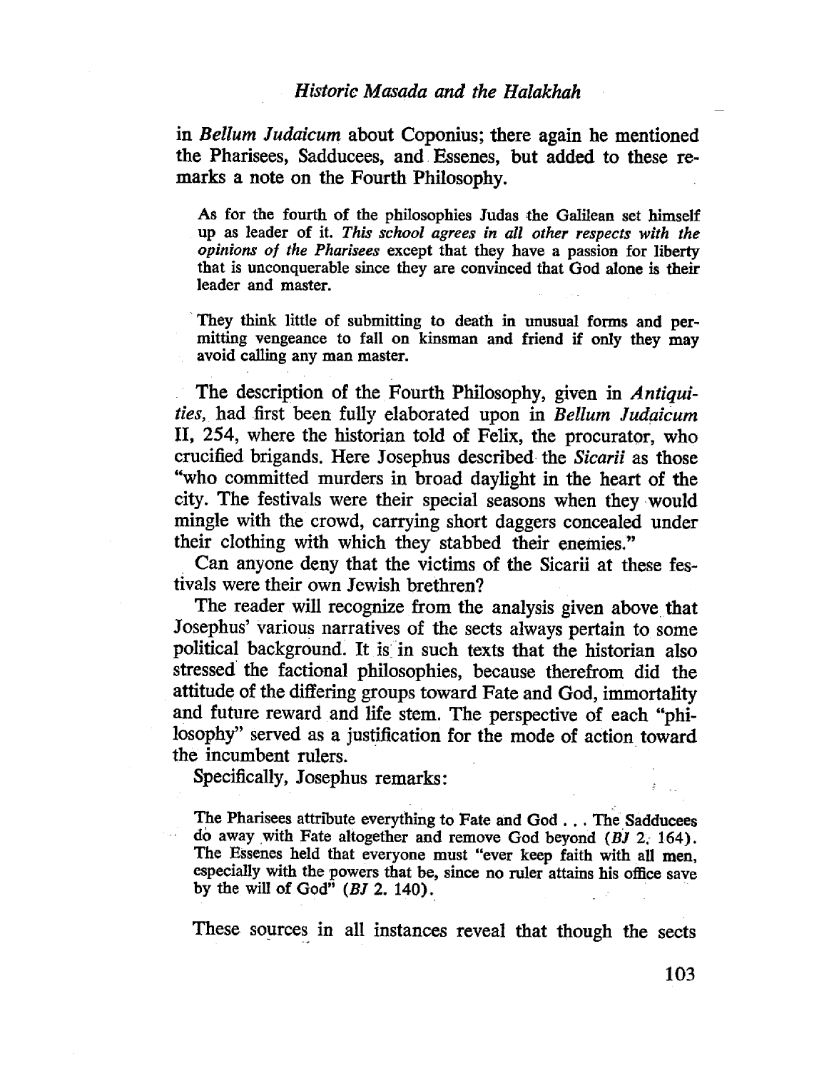in *Bellum Judaicum* about Coponius; there again he mentioned the Pharisees, Sadducees, and Essenes, but added to these remarks a note on the Fourth Philosophy.

> As for the fourth of the philosophies Judas the Galilean set himself up as leader of it. *This school agrees in all other respects with the opinions of the Pharisees* except that they have a passion for liberty that is unconquerable since they are convinced that God alone is their leader and master.
>
> They think little of submitting to death in unusual forms and permitting vengeance to fall on kinsman and friend if only they may avoid calling any man master.

The description of the Fourth Philosophy, given in *Antiquities*, had first been fully elaborated upon in *Bellum Judaicum* II, 254, where the historian told of Felix, the procurator, who crucified brigands. Here Josephus described the *Sicarii* as those "who committed murders in broad daylight in the heart of the city. The festivals were their special seasons when they would mingle with the crowd, carrying short daggers concealed under their clothing with which they stabbed their enemies."

Can anyone deny that the victims of the Sicarii at these festivals were their own Jewish brethren?

The reader will recognize from the analysis given above that Josephus' various narratives of the sects always pertain to some political background. It is in such texts that the historian also stressed the factional philosophies, because therefrom did the attitude of the differing groups toward Fate and God, immortality and future reward and life stem. The perspective of each "philosophy" served as a justification for the mode of action toward the incumbent rulers.

Specifically, Josephus remarks:

> The Pharisees attribute everything to Fate and God . . . The Sadducees do away with Fate altogether and remove God beyond (*BJ* 2. 164). The Essenes held that everyone must "ever keep faith with all men, especially with the powers that be, since no ruler attains his office save by the will of God" (*BJ* 2. 140).

These sources in all instances reveal that though the sects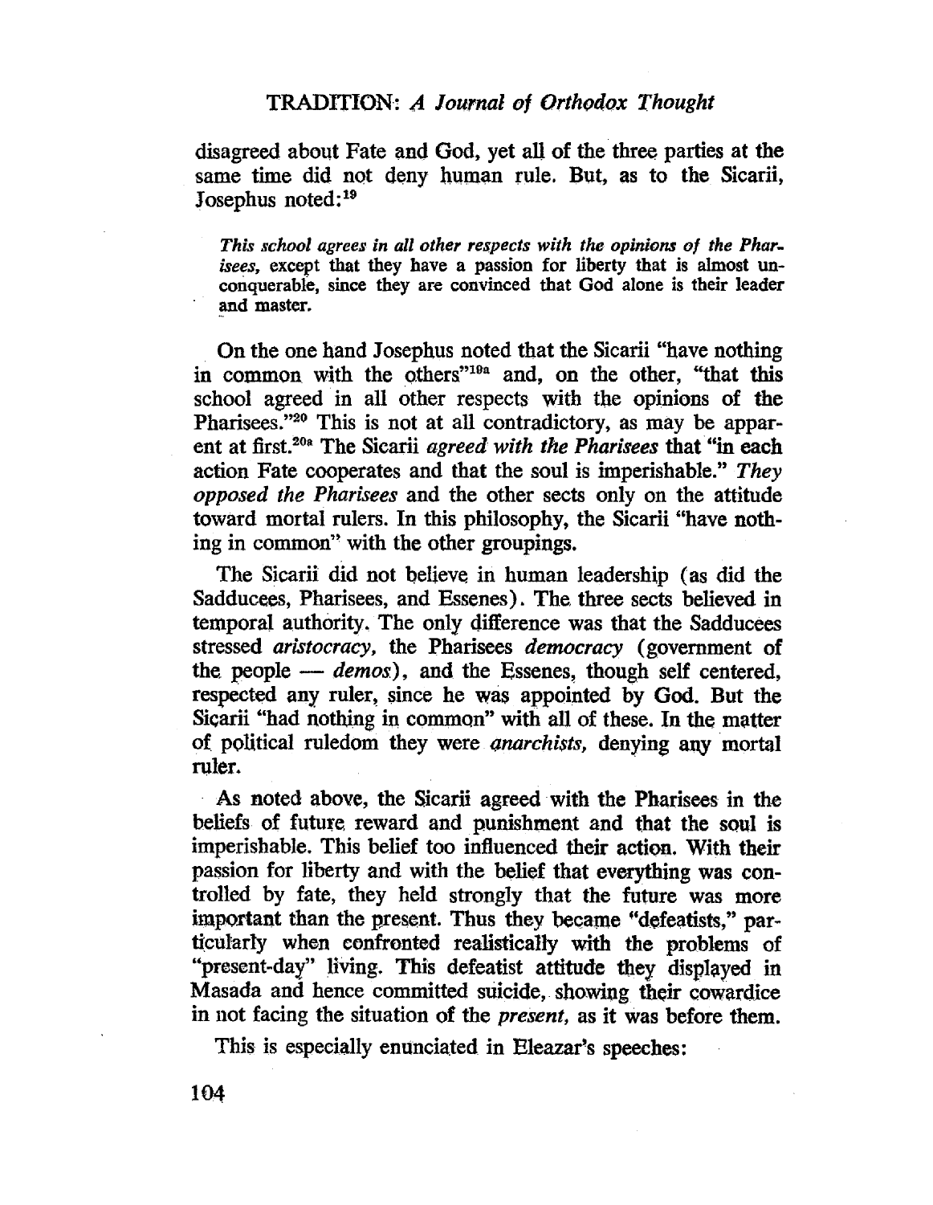disagreed about Fate and God, yet all of the three parties at the same time did not deny human rule. But, as to the Sicarii, Josephus noted:[19]

> *This school agrees in all other respects with the opinions of the Pharisees,* except that they have a passion for liberty that is almost unconquerable, since they are convinced that God alone is their leader and master.

On the one hand Josephus noted that the Sicarii "have nothing in common with the others"[19a] and, on the other, "that this school agreed in all other respects with the opinions of the Pharisees."[20] This is not at all contradictory, as may be apparent at first.[20a] The Sicarii *agreed with the Pharisees* that "in each action Fate cooperates and that the soul is imperishable." *They opposed the Pharisees* and the other sects only on the attitude toward mortal rulers. In this philosophy, the Sicarii "have nothing in common" with the other groupings.

The Sicarii did not believe in human leadership (as did the Sadducees, Pharisees, and Essenes). The three sects believed in temporal authority. The only difference was that the Sadducees stressed *aristocracy,* the Pharisees *democracy* (government of the people — *demos*), and the Essenes, though self centered, respected any ruler, since he was appointed by God. But the Sicarii "had nothing in common" with all of these. In the matter of political ruledom they were *anarchists,* denying any mortal ruler.

As noted above, the Sicarii agreed with the Pharisees in the beliefs of future reward and punishment and that the soul is imperishable. This belief too influenced their action. With their passion for liberty and with the belief that everything was controlled by fate, they held strongly that the future was more important than the present. Thus they became "defeatists," particularly when confronted realistically with the problems of "present-day" living. This defeatist attitude they displayed in Masada and hence committed suicide, showing their cowardice in not facing the situation of the *present,* as it was before them.

This is especially enunciated in Eleazar's speeches: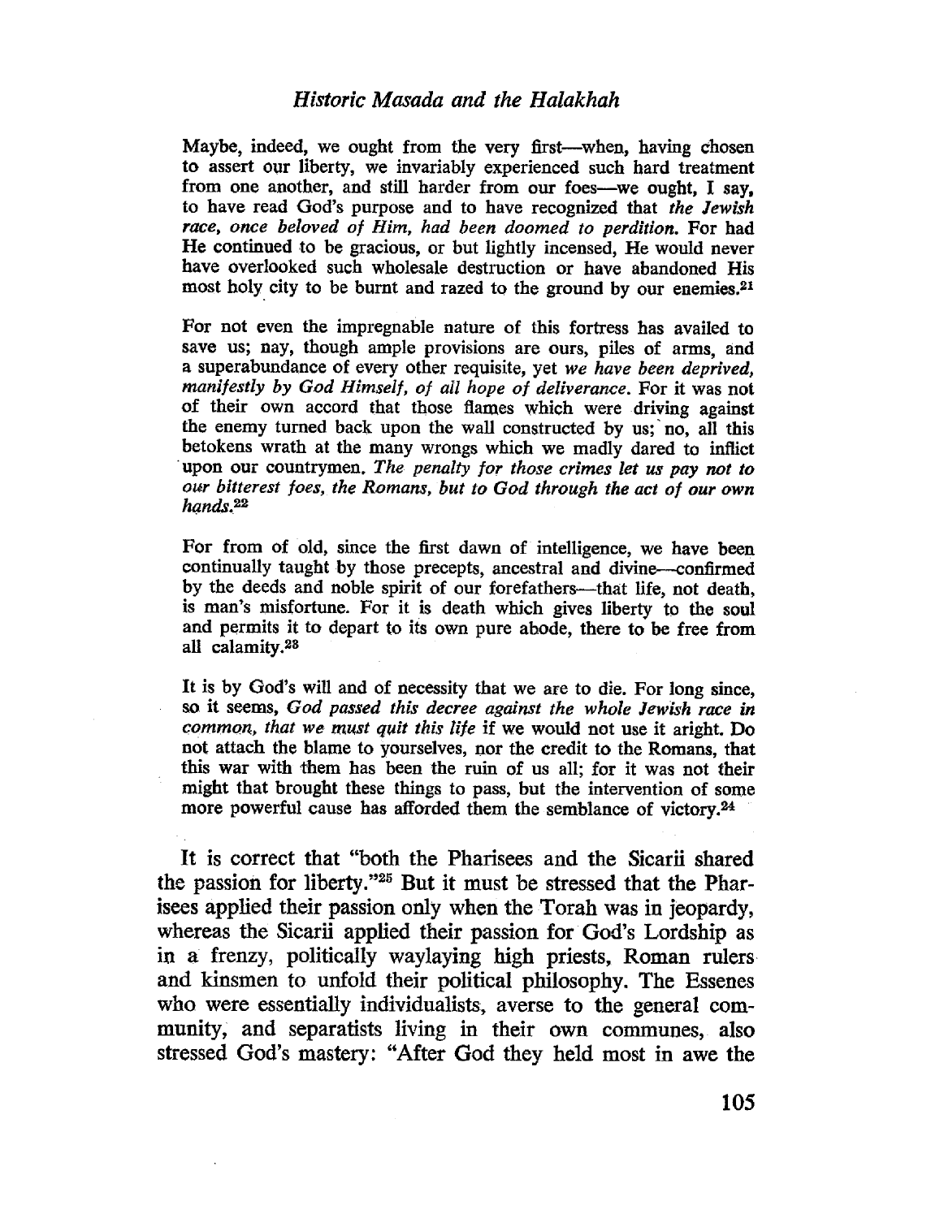Maybe, indeed, we ought from the very first—when, having chosen to assert our liberty, we invariably experienced such hard treatment from one another, and still harder from our foes—we ought, I say, to have read God's purpose and to have recognized that *the Jewish race, once beloved of Him, had been doomed to perdition.* For had He continued to be gracious, or but lightly incensed, He would never have overlooked such wholesale destruction or have abandoned His most holy city to be burnt and razed to the ground by our enemies.[21]

For not even the impregnable nature of this fortress has availed to save us; nay, though ample provisions are ours, piles of arms, and a superabundance of every other requisite, yet *we have been deprived, manifestly by God Himself, of all hope of deliverance.* For it was not of their own accord that those flames which were driving against the enemy turned back upon the wall constructed by us; no, all this betokens wrath at the many wrongs which we madly dared to inflict upon our countrymen. *The penalty for those crimes let us pay not to our bitterest foes, the Romans, but to God through the act of our own hands.*[22]

For from of old, since the first dawn of intelligence, we have been continually taught by those precepts, ancestral and divine—confirmed by the deeds and noble spirit of our forefathers—that life, not death, is man's misfortune. For it is death which gives liberty to the soul and permits it to depart to its own pure abode, there to be free from all calamity.[23]

It is by God's will and of necessity that we are to die. For long since, so it seems, *God passed this decree against the whole Jewish race in common, that we must quit this life* if we would not use it aright. Do not attach the blame to yourselves, nor the credit to the Romans, that this war with them has been the ruin of us all; for it was not their might that brought these things to pass, but the intervention of some more powerful cause has afforded them the semblance of victory.[24]

It is correct that "both the Pharisees and the Sicarii shared the passion for liberty."[25] But it must be stressed that the Pharisees applied their passion only when the Torah was in jeopardy, whereas the Sicarii applied their passion for God's Lordship as in a frenzy, politically waylaying high priests, Roman rulers and kinsmen to unfold their political philosophy. The Essenes who were essentially individualists, averse to the general community, and separatists living in their own communes, also stressed God's mastery: "After God they held most in awe the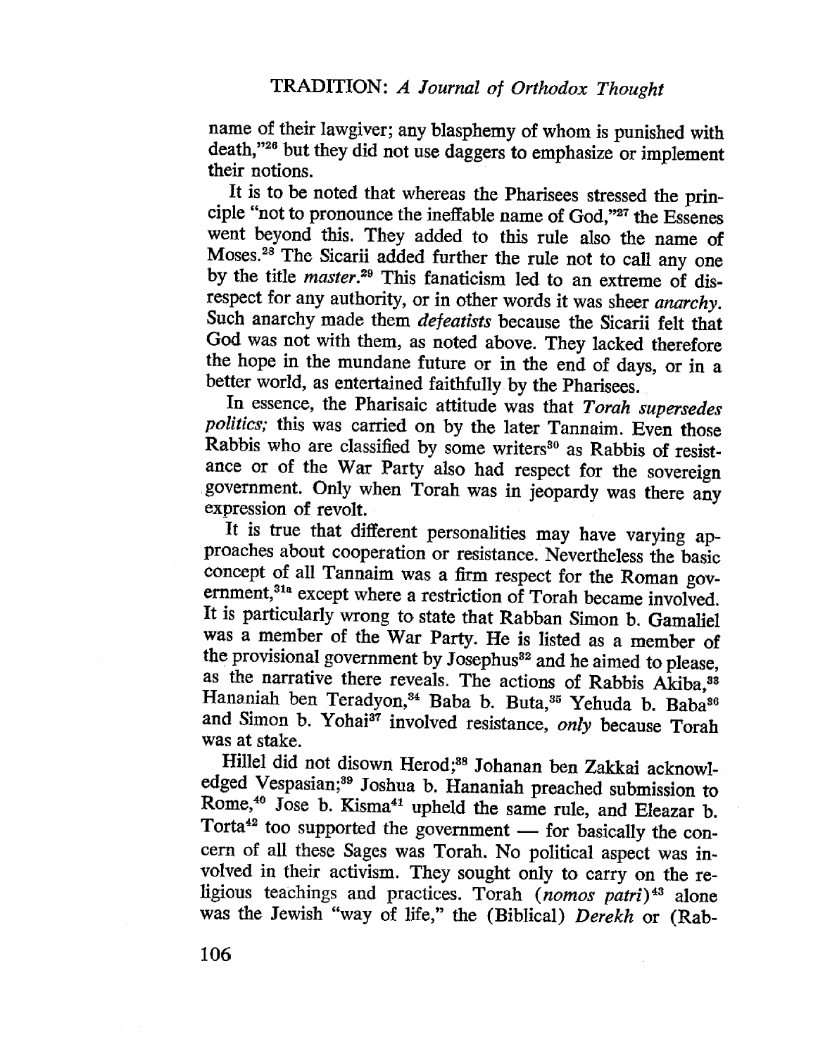name of their lawgiver; any blasphemy of whom is punished with death,"[26] but they did not use daggers to emphasize or implement their notions.

It is to be noted that whereas the Pharisees stressed the principle "not to pronounce the ineffable name of God,"[27] the Essenes went beyond this. They added to this rule also the name of Moses.[28] The Sicarii added further the rule not to call any one by the title *master*.[29] This fanaticism led to an extreme of disrespect for any authority, or in other words it was sheer *anarchy*. Such anarchy made them *defeatists* because the Sicarii felt that God was not with them, as noted above. They lacked therefore the hope in the mundane future or in the end of days, or in a better world, as entertained faithfully by the Pharisees.

In essence, the Pharisaic attitude was that *Torah supersedes politics;* this was carried on by the later Tannaim. Even those Rabbis who are classified by some writers[30] as Rabbis of resistance or of the War Party also had respect for the sovereign government. Only when Torah was in jeopardy was there any expression of revolt.

It is true that different personalities may have varying approaches about cooperation or resistance. Nevertheless the basic concept of all Tannaim was a firm respect for the Roman government,[31a] except where a restriction of Torah became involved. It is particularly wrong to state that Rabban Simon b. Gamaliel was a member of the War Party. He is listed as a member of the provisional government by Josephus[32] and he aimed to please, as the narrative there reveals. The actions of Rabbis Akiba,[33] Hananiah ben Teradyon,[34] Baba b. Buta,[35] Yehuda b. Baba[36] and Simon b. Yohai[37] involved resistance, *only* because Torah was at stake.

Hillel did not disown Herod;[38] Johanan ben Zakkai acknowledged Vespasian;[39] Joshua b. Hananiah preached submission to Rome,[40] Jose b. Kisma[41] upheld the same rule, and Eleazar b. Torta[42] too supported the government — for basically the concern of all these Sages was Torah. No political aspect was involved in their activism. They sought only to carry on the religious teachings and practices. Torah (*nomos patri*)[43] alone was the Jewish "way of life," the (Biblical) *Derekh* or (Rab-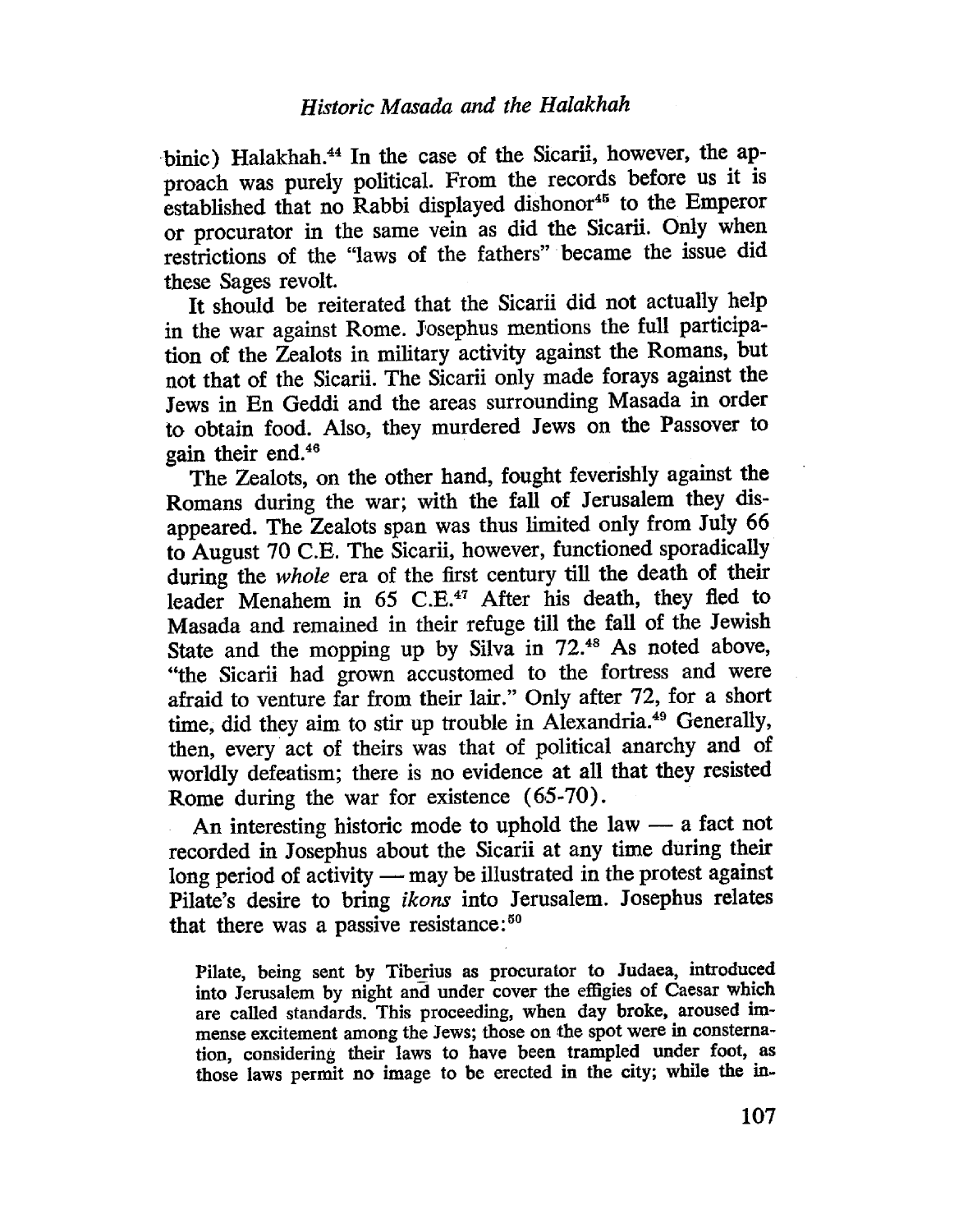binic) Halakhah.[44] In the case of the Sicarii, however, the approach was purely political. From the records before us it is established that no Rabbi displayed dishonor[45] to the Emperor or procurator in the same vein as did the Sicarii. Only when restrictions of the "laws of the fathers" became the issue did these Sages revolt.

It should be reiterated that the Sicarii did not actually help in the war against Rome. Josephus mentions the full participation of the Zealots in military activity against the Romans, but not that of the Sicarii. The Sicarii only made forays against the Jews in En Geddi and the areas surrounding Masada in order to obtain food. Also, they murdered Jews on the Passover to gain their end.[46]

The Zealots, on the other hand, fought feverishly against the Romans during the war; with the fall of Jerusalem they disappeared. The Zealots span was thus limited only from July 66 to August 70 C.E. The Sicarii, however, functioned sporadically during the *whole* era of the first century till the death of their leader Menahem in 65 C.E.[47] After his death, they fled to Masada and remained in their refuge till the fall of the Jewish State and the mopping up by Silva in 72.[48] As noted above, "the Sicarii had grown accustomed to the fortress and were afraid to venture far from their lair." Only after 72, for a short time, did they aim to stir up trouble in Alexandria.[49] Generally, then, every act of theirs was that of political anarchy and of worldly defeatism; there is no evidence at all that they resisted Rome during the war for existence (65-70).

An interesting historic mode to uphold the law — a fact not recorded in Josephus about the Sicarii at any time during their long period of activity — may be illustrated in the protest against Pilate's desire to bring *ikons* into Jerusalem. Josephus relates that there was a passive resistance:[50]

> Pilate, being sent by Tiberius as procurator to Judaea, introduced into Jerusalem by night and under cover the effigies of Caesar which are called standards. This proceeding, when day broke, aroused immense excitement among the Jews; those on the spot were in consternation, considering their laws to have been trampled under foot, as those laws permit no image to be erected in the city; while the in-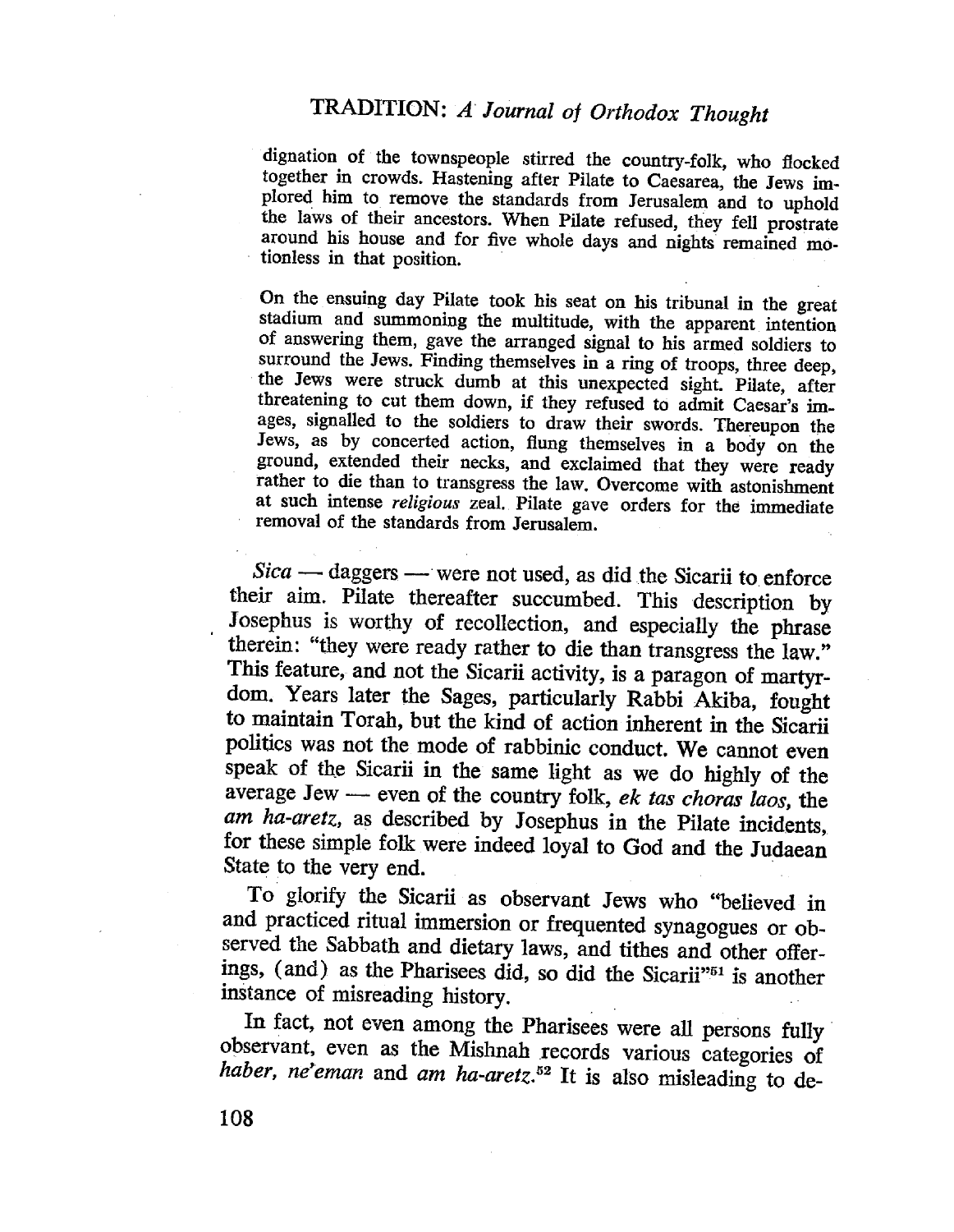> dignation of the townspeople stirred the country-folk, who flocked together in crowds. Hastening after Pilate to Caesarea, the Jews implored him to remove the standards from Jerusalem and to uphold the laws of their ancestors. When Pilate refused, they fell prostrate around his house and for five whole days and nights remained motionless in that position.
>
> On the ensuing day Pilate took his seat on his tribunal in the great stadium and summoning the multitude, with the apparent intention of answering them, gave the arranged signal to his armed soldiers to surround the Jews. Finding themselves in a ring of troops, three deep, the Jews were struck dumb at this unexpected sight. Pilate, after threatening to cut them down, if they refused to admit Caesar's images, signalled to the soldiers to draw their swords. Thereupon the Jews, as by concerted action, flung themselves in a body on the ground, extended their necks, and exclaimed that they were ready rather to die than to transgress the law. Overcome with astonishment at such intense *religious* zeal. Pilate gave orders for the immediate removal of the standards from Jerusalem.

*Sica* — daggers — were not used, as did the Sicarii to enforce their aim. Pilate thereafter succumbed. This description by Josephus is worthy of recollection, and especially the phrase therein: "they were ready rather to die than transgress the law." This feature, and not the Sicarii activity, is a paragon of martyrdom. Years later the Sages, particularly Rabbi Akiba, fought to maintain Torah, but the kind of action inherent in the Sicarii politics was not the mode of rabbinic conduct. We cannot even speak of the Sicarii in the same light as we do highly of the average Jew — even of the country folk, *ek tas choras laos,* the *am ha-aretz,* as described by Josephus in the Pilate incidents, for these simple folk were indeed loyal to God and the Judaean State to the very end.

To glorify the Sicarii as observant Jews who "believed in and practiced ritual immersion or frequented synagogues or observed the Sabbath and dietary laws, and tithes and other offerings, (and) as the Pharisees did, so did the Sicarii"[51] is another instance of misreading history.

In fact, not even among the Pharisees were all persons fully observant, even as the Mishnah records various categories of *haber, ne'eman* and *am ha-aretz.*[52] It is also misleading to de-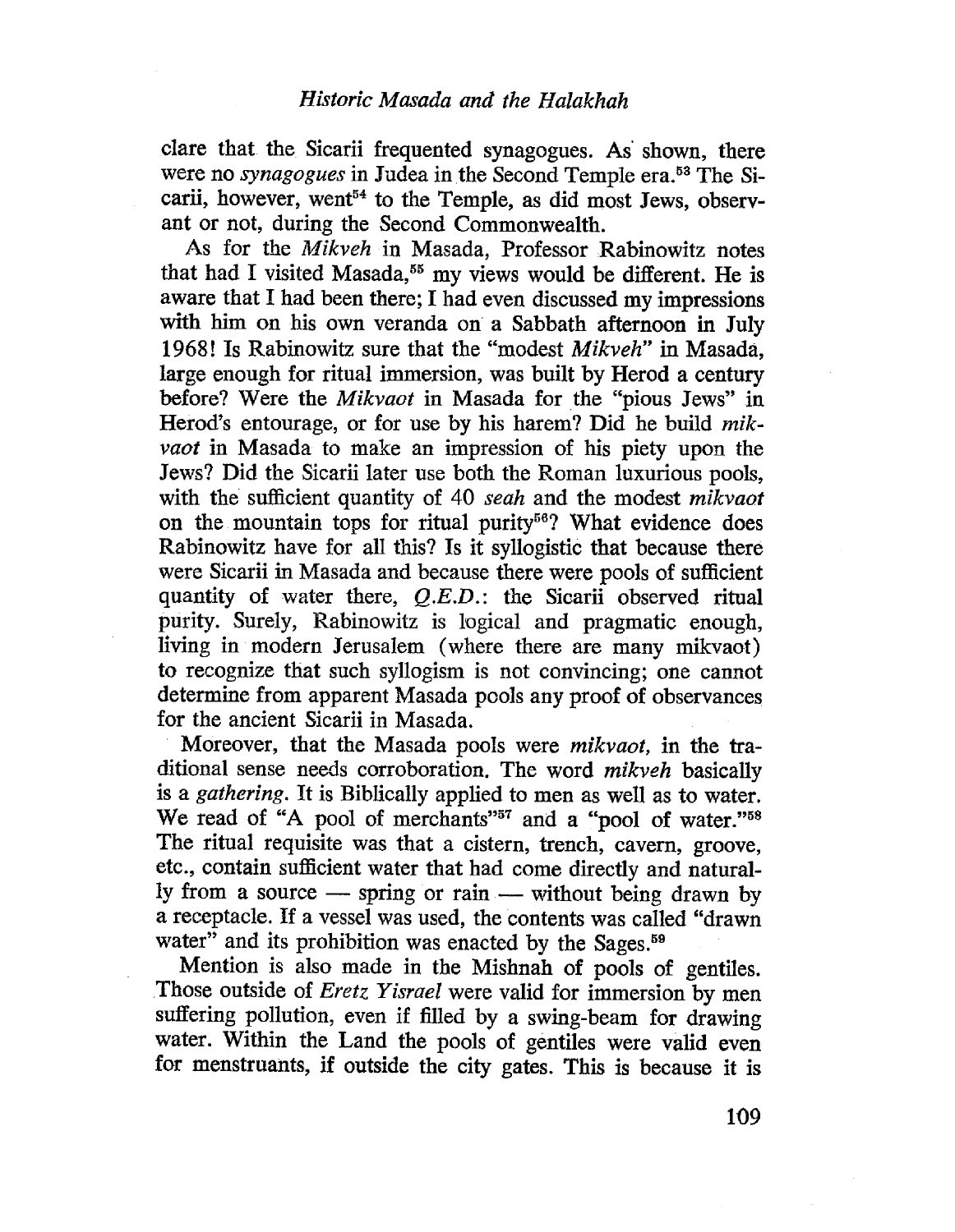clare that the Sicarii frequented synagogues. As shown, there were no *synagogues* in Judea in the Second Temple era.[53] The Sicarii, however, went[54] to the Temple, as did most Jews, observant or not, during the Second Commonwealth.

As for the *Mikveh* in Masada, Professor Rabinowitz notes that had I visited Masada,[55] my views would be different. He is aware that I had been there; I had even discussed my impressions with him on his own veranda on a Sabbath afternoon in July 1968! Is Rabinowitz sure that the "modest *Mikveh*" in Masada, large enough for ritual immersion, was built by Herod a century before? Were the *Mikvaot* in Masada for the "pious Jews" in Herod's entourage, or for use by his harem? Did he build *mikvaot* in Masada to make an impression of his piety upon the Jews? Did the Sicarii later use both the Roman luxurious pools, with the sufficient quantity of 40 *seah* and the modest *mikvaot* on the mountain tops for ritual purity[56]? What evidence does Rabinowitz have for all this? Is it syllogistic that because there were Sicarii in Masada and because there were pools of sufficient quantity of water there, *Q.E.D.*: the Sicarii observed ritual purity. Surely, Rabinowitz is logical and pragmatic enough, living in modern Jerusalem (where there are many mikvaot) to recognize that such syllogism is not convincing; one cannot determine from apparent Masada pools any proof of observances for the ancient Sicarii in Masada.

Moreover, that the Masada pools were *mikvaot*, in the traditional sense needs corroboration. The word *mikveh* basically is a *gathering*. It is Biblically applied to men as well as to water. We read of "A pool of merchants"[57] and a "pool of water."[58] The ritual requisite was that a cistern, trench, cavern, groove, etc., contain sufficient water that had come directly and naturally from a source — spring or rain — without being drawn by a receptacle. If a vessel was used, the contents was called "drawn water" and its prohibition was enacted by the Sages.[59]

Mention is also made in the Mishnah of pools of gentiles. Those outside of *Eretz Yisrael* were valid for immersion by men suffering pollution, even if filled by a swing-beam for drawing water. Within the Land the pools of gentiles were valid even for menstruants, if outside the city gates. This is because it is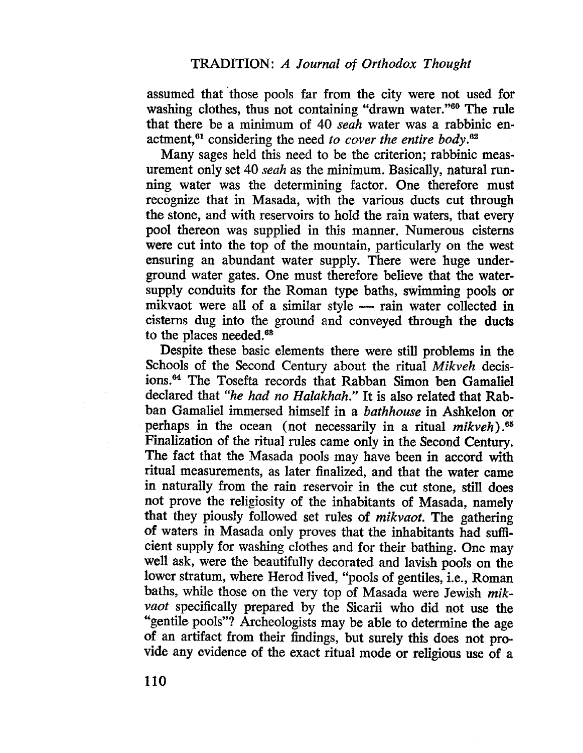assumed that those pools far from the city were not used for washing clothes, thus not containing "drawn water."[60] The rule that there be a minimum of 40 *seah* water was a rabbinic enactment,[61] considering the need *to cover the entire body.*[62]

Many sages held this need to be the criterion; rabbinic measurement only set 40 *seah* as the minimum. Basically, natural running water was the determining factor. One therefore must recognize that in Masada, with the various ducts cut through the stone, and with reservoirs to hold the rain waters, that every pool thereon was supplied in this manner. Numerous cisterns were cut into the top of the mountain, particularly on the west ensuring an abundant water supply. There were huge underground water gates. One must therefore believe that the water-supply conduits for the Roman type baths, swimming pools or mikvaot were all of a similar style — rain water collected in cisterns dug into the ground and conveyed through the ducts to the places needed.[63]

Despite these basic elements there were still problems in the Schools of the Second Century about the ritual *Mikveh* decisions.[64] The Tosefta records that Rabban Simon ben Gamaliel declared that *"he had no Halakhah."* It is also related that Rabban Gamaliel immersed himself in a *bathhouse* in Ashkelon or perhaps in the ocean (not necessarily in a ritual *mikveh*).[65] Finalization of the ritual rules came only in the Second Century. The fact that the Masada pools may have been in accord with ritual measurements, as later finalized, and that the water came in naturally from the rain reservoir in the cut stone, still does not prove the religiosity of the inhabitants of Masada, namely that they piously followed set rules of *mikvaot.* The gathering of waters in Masada only proves that the inhabitants had sufficient supply for washing clothes and for their bathing. One may well ask, were the beautifully decorated and lavish pools on the lower stratum, where Herod lived, "pools of gentiles, i.e., Roman baths, while those on the very top of Masada were Jewish *mikvaot* specifically prepared by the Sicarii who did not use the "gentile pools"? Archeologists may be able to determine the age of an artifact from their findings, but surely this does not provide any evidence of the exact ritual mode or religious use of a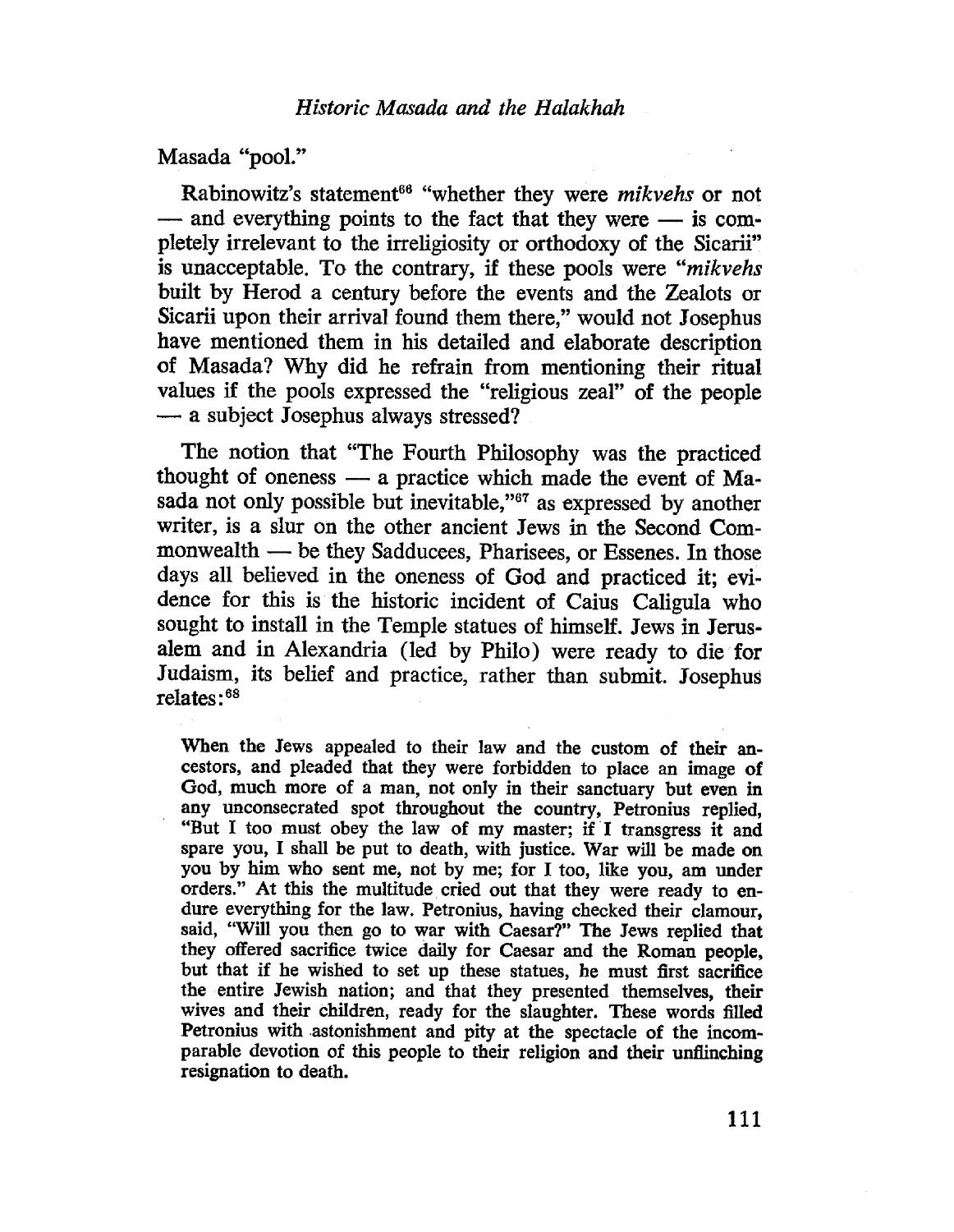Masada "pool."

Rabinowitz's statement[66] "whether they were *mikvehs* or not — and everything points to the fact that they were — is completely irrelevant to the irreligiosity or orthodoxy of the Sicarii" is unacceptable. To the contrary, if these pools were "*mikvehs* built by Herod a century before the events and the Zealots or Sicarii upon their arrival found them there," would not Josephus have mentioned them in his detailed and elaborate description of Masada? Why did he refrain from mentioning their ritual values if the pools expressed the "religious zeal" of the people — a subject Josephus always stressed?

The notion that "The Fourth Philosophy was the practiced thought of oneness — a practice which made the event of Masada not only possible but inevitable,"[67] as expressed by another writer, is a slur on the other ancient Jews in the Second Commonwealth — be they Sadducees, Pharisees, or Essenes. In those days all believed in the oneness of God and practiced it; evidence for this is the historic incident of Caius Caligula who sought to install in the Temple statues of himself. Jews in Jerusalem and in Alexandria (led by Philo) were ready to die for Judaism, its belief and practice, rather than submit. Josephus relates:[68]

> When the Jews appealed to their law and the custom of their ancestors, and pleaded that they were forbidden to place an image of God, much more of a man, not only in their sanctuary but even in any unconsecrated spot throughout the country, Petronius replied, "But I too must obey the law of my master; if I transgress it and spare you, I shall be put to death, with justice. War will be made on you by him who sent me, not by me; for I too, like you, am under orders." At this the multitude cried out that they were ready to endure everything for the law. Petronius, having checked their clamour, said, "Will you then go to war with Caesar?" The Jews replied that they offered sacrifice twice daily for Caesar and the Roman people, but that if he wished to set up these statues, he must first sacrifice the entire Jewish nation; and that they presented themselves, their wives and their children, ready for the slaughter. These words filled Petronius with astonishment and pity at the spectacle of the incomparable devotion of this people to their religion and their unflinching resignation to death.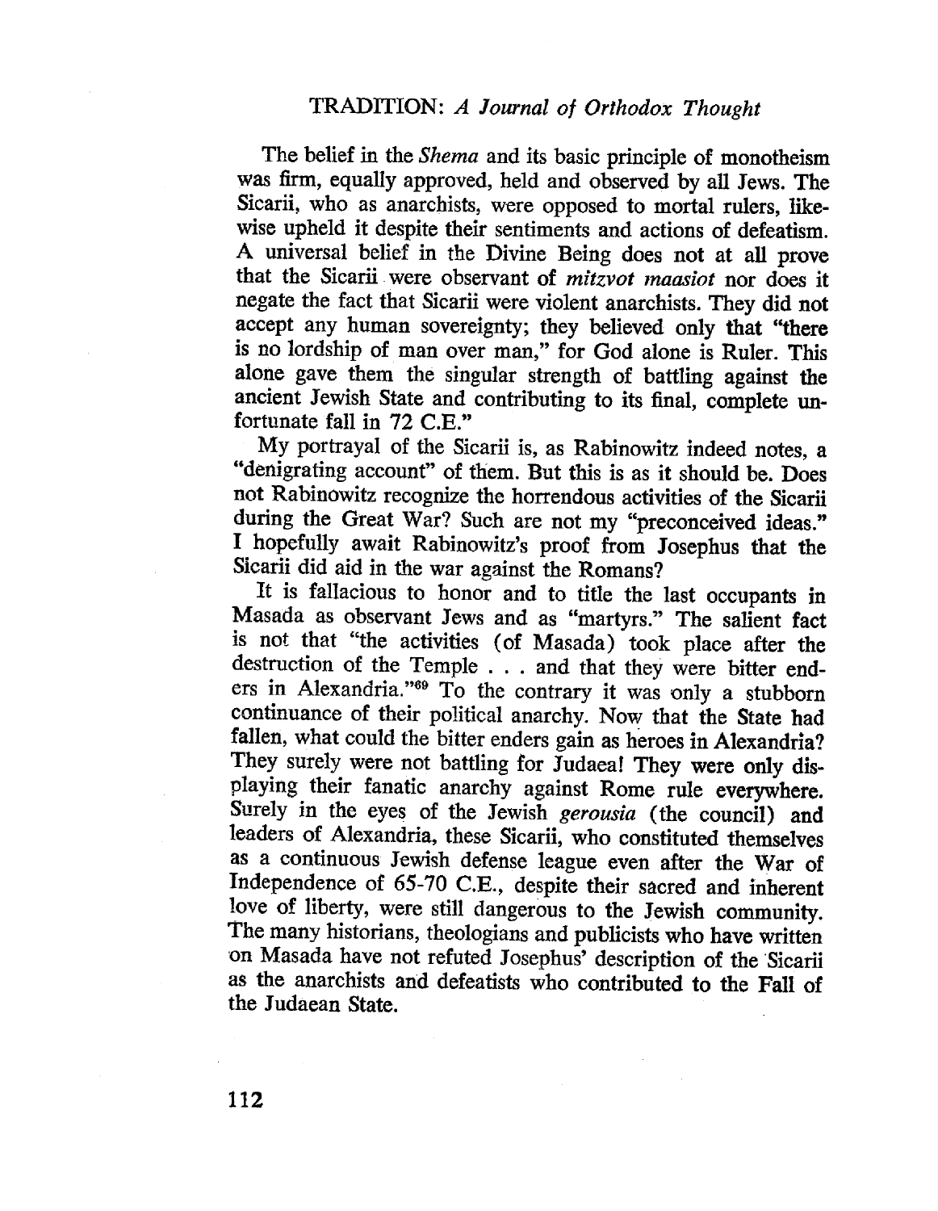The belief in the *Shema* and its basic principle of monotheism was firm, equally approved, held and observed by all Jews. The Sicarii, who as anarchists, were opposed to mortal rulers, likewise upheld it despite their sentiments and actions of defeatism. A universal belief in the Divine Being does not at all prove that the Sicarii were observant of *mitzvot maasiot* nor does it negate the fact that Sicarii were violent anarchists. They did not accept any human sovereignty; they believed only that "there is no lordship of man over man," for God alone is Ruler. This alone gave them the singular strength of battling against the ancient Jewish State and contributing to its final, complete unfortunate fall in 72 C.E."

My portrayal of the Sicarii is, as Rabinowitz indeed notes, a "denigrating account" of them. But this is as it should be. Does not Rabinowitz recognize the horrendous activities of the Sicarii during the Great War? Such are not my "preconceived ideas." I hopefully await Rabinowitz's proof from Josephus that the Sicarii did aid in the war against the Romans?

It is fallacious to honor and to title the last occupants in Masada as observant Jews and as "martyrs." The salient fact is not that "the activities (of Masada) took place after the destruction of the Temple . . . and that they were bitter enders in Alexandria."[69] To the contrary it was only a stubborn continuance of their political anarchy. Now that the State had fallen, what could the bitter enders gain as heroes in Alexandria? They surely were not battling for Judaea! They were only displaying their fanatic anarchy against Rome rule everywhere. Surely in the eyes of the Jewish *gerousia* (the council) and leaders of Alexandria, these Sicarii, who constituted themselves as a continuous Jewish defense league even after the War of Independence of 65-70 C.E., despite their sacred and inherent love of liberty, were still dangerous to the Jewish community. The many historians, theologians and publicists who have written on Masada have not refuted Josephus' description of the Sicarii as the anarchists and defeatists who contributed to the Fall of the Judaean State.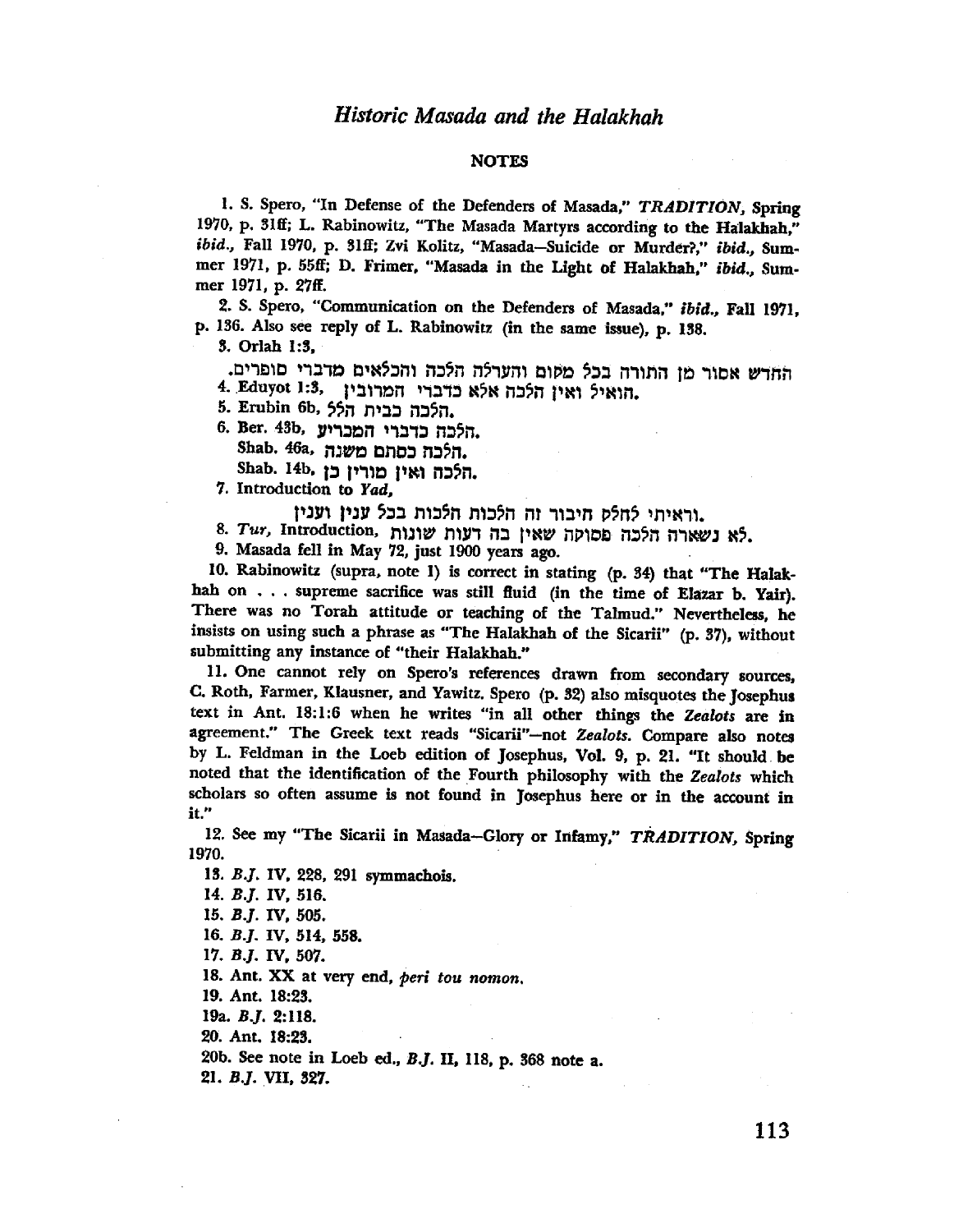## NOTES

1. S. Spero, "In Defense of the Defenders of Masada," *TRADITION*, Spring 1970, p. 31ff; L. Rabinowitz, "The Masada Martyrs according to the Halakhah," *ibid.*, Fall 1970, p. 31ff; Zvi Kolitz, "Masada—Suicide or Murder?," *ibid.*, Summer 1971, p. 55ff; D. Frimer, "Masada in the Light of Halakhah," *ibid.*, Summer 1971, p. 27ff.

2. S. Spero, "Communication on the Defenders of Masada," *ibid.*, Fall 1971, p. 136. Also see reply of L. Rabinowitz (in the same issue), p. 138.

3. Orlah 1:3,

החדש אסור מן התורה בכל מקום והערלה הלכה והכלאים מדברי סופרים.

4. Eduyot 1:3, .הואיל ואין הלכה אלא כדברי המרובין

5. Erubin 6b, .הלכה כבית הלל

6. Ber. 43b, .הלכה כדברי המכריע
Shab. 46a, .הלכה כסתם משנה
Shab. 14b, .הלכה ואין מורין כן

7. Introduction to *Yad*,

.וראיתי לחלק חיבור זה הלכות הלכות בכל ענין וענין

8. *Tur*, Introduction, .לא נשארה הלכה פסוקה שאין בה דעות שונות

9. Masada fell in May 72, just 1900 years ago.

10. Rabinowitz (supra, note 1) is correct in stating (p. 34) that "The Halakhah on . . . supreme sacrifice was still fluid (in the time of Elazar b. Yair). There was no Torah attitude or teaching of the Talmud." Nevertheless, he insists on using such a phrase as "The Halakhah of the Sicarii" (p. 37), without submitting any instance of "their Halakhah."

11. One cannot rely on Spero's references drawn from secondary sources, C. Roth, Farmer, Klausner, and Yawitz. Spero (p. 32) also misquotes the Josephus text in Ant. 18:1:6 when he writes "in all other things the *Zealots* are in agreement." The Greek text reads "Sicarii"—not *Zealots*. Compare also notes by L. Feldman in the Loeb edition of Josephus, Vol. 9, p. 21. "It should be noted that the identification of the Fourth philosophy with the *Zealots* which scholars so often assume is not found in Josephus here or in the account in it."

12. See my "The Sicarii in Masada—Glory or Infamy," *TRADITION*, Spring 1970.

13. *B.J.* IV, 228, 291 symmachois.

14. *B.J.* IV, 516.

15. *B.J.* IV, 505.

16. *B.J.* IV, 514, 558.

17. *B.J.* IV, 507.

18. Ant. XX at very end, *peri tou nomon.*

19. Ant. 18:23.

19a. *B.J.* 2:118.

20. Ant. 18:23.

20b. See note in Loeb ed., *B.J.* II, 118, p. 368 note a.

21. *B.J.* VII, 327.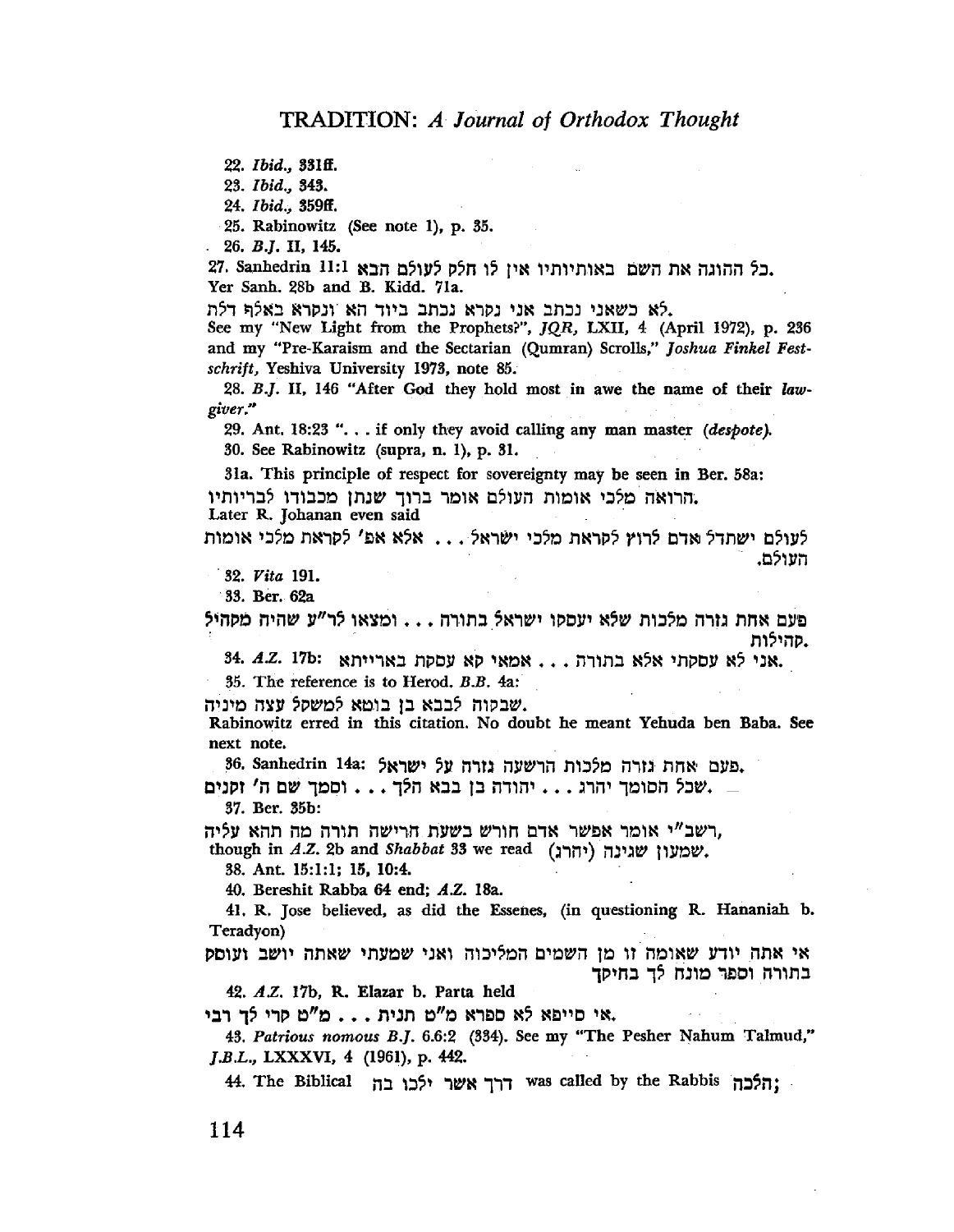22. *Ibid.*, 331ff.

23. *Ibid.*, 343.

24. *Ibid.*, 359ff.

25. Rabinowitz (See note 1), p. 35.

26. *B.J.* II, 145.

27. Sanhedrin 11:1 .כל ההוגה את השם באותיותיו אין לו חלק לעולם הבא
Yer Sanh. 28b and B. Kidd. 71a.

.לא כשאני נכתב אני נקרא נכתב ביוד הא ונקרא באלף דלת

See my "New Light from the Prophets?", *JQR*, LXII, 4 (April 1972), p. 236 and my "Pre-Karaism and the Sectarian (Qumran) Scrolls," *Joshua Finkel Festschrift*, Yeshiva University 1973, note 85.

28. *B.J.* II, 146 "After God they hold most in awe the name of their *lawgiver.*"

29. Ant. 18:23 ". . . if only they avoid calling any man master (*despote*).

30. See Rabinowitz (supra, n. 1), p. 31.

31a. This principle of respect for sovereignty may be seen in Ber. 58a:

.הרואה מלכי אומות העולם אומר ברוך שנתן מכבודו לבריותיו

Later R. Johanan even said

לעולם ישתדל אדם לרוץ לקראת מלכי ישראל . . . אלא אפ' לקראת מלכי אומות העולם.

32. *Vita* 191.

33. Ber. 62a

פעם אחת גזרה מלכות שלא יעסקו ישראל בתורה . . . ומצאו לר"ע שהיה מקהיל קהילות.

34. *A.Z.* 17b: .אני לא עסקתי אלא בתורה . . . אמאי קא עסקת באורייתא

35. The reference is to Herod. *B.B.* 4a:

.שבקוה לבבא בן בוטא למשקל עצה מיניה

Rabinowitz erred in this citation. No doubt he meant Yehuda ben Baba. See next note.

36. Sanhedrin 14a: .פעם אחת גזרה מלכות הרשעה גזרה על ישראל

— .שכל הסומך יהרג . . . יהודה בן בבא הלך . . . וסמך שם ה' זקנים

37. Ber. 35b:

,רשב"י אומר אפשר אדם חורש בשעת חרישה תורה מה תהא עליה

though in *A.Z.* 2b and *Shabbat* 33 we read .שמעון שגינה (יהרג)

38. Ant. 15:1:1; 15, 10:4.

40. Bereshit Rabba 64 end; *A.Z.* 18a.

41. R. Jose believed, as did the Essenes, (in questioning R. Hananiah b. Teradyon)

אי אתה יודע שאומה זו מן השמים המליכוה ואני שמעתי שאתה יושב ועוסק בתורה וספר מונח לך בחיקך

42. *A.Z.* 17b, R. Elazar b. Parta held

.אי סייפא לא ספרא מ"ט תנית . . . מ"ט קרי לך רבי

43. *Patrious nomous B.J.* 6.6:2 (334). See my "The Pesher Nahum Talmud," *J.B.L.*, LXXXVI, 4 (1961), p. 442.

44. The Biblical דרך אשר ילכו בה was called by the Rabbis ;הלכה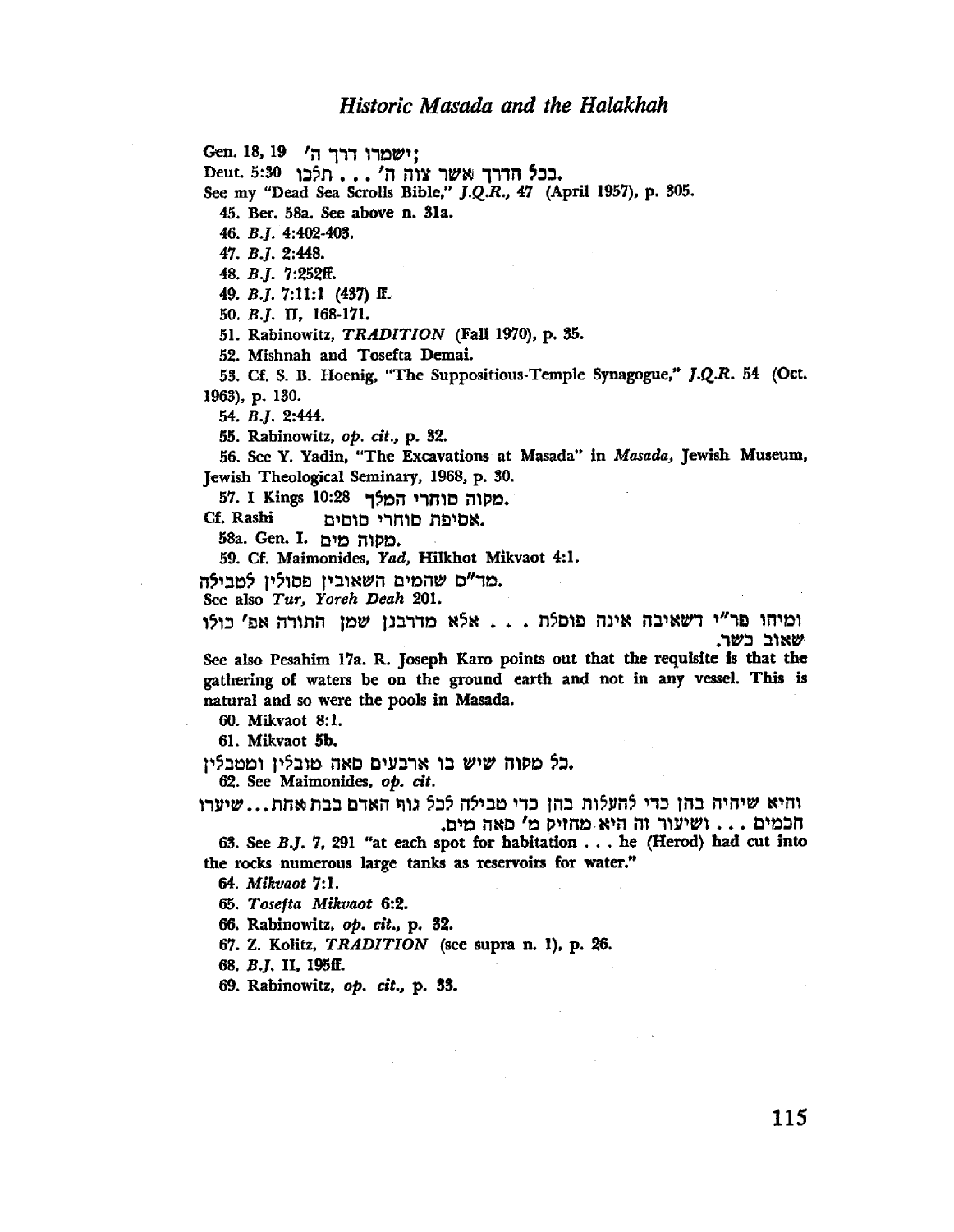Gen. 18, 19 ישמרו דרך ה';

Deut. 5:30 בכל הדרך אשר צוה ה' . . . תלכו.

See my "Dead Sea Scrolls Bible," *J.Q.R.*, 47 (April 1957), p. 305.

45. Ber. 58a. See above n. 31a.

46. *B.J.* 4:402-403.

47. *B.J.* 2:448.

48. *B.J.* 7:252ff.

49. *B.J.* 7:11:1 (437) ff.

50. *B.J.* II, 168-171.

51. Rabinowitz, *TRADITION* (Fall 1970), p. 35.

52. Mishnah and Tosefta Demai.

53. Cf. S. B. Hoenig, "The Suppositious-Temple Synagogue," *J.Q.R.* 54 (Oct. 1963), p. 130.

54. *B.J.* 2:444.

55. Rabinowitz, *op. cit.*, p. 32.

56. See Y. Yadin, "The Excavations at Masada" in *Masada*, Jewish Museum, Jewish Theological Seminary, 1968, p. 30.

57. I Kings 10:28 מקוה סוחרי המלך.

Cf. Rashi אסיפת סוחרי סוסים.

58a. Gen. I. מקוה מים.

59. Cf. Maimonides, *Yad*, Hilkhot Mikvaot 4:1.

מד"ס שהמים השאובין פסולין לטבילה.

See also *Tur, Yoreh Deah* 201.

ומיהו פר"י דשאיבה אינה פוסלת . . . אלא מדרבנן שמן התורה אפ' כולו שאוב כשר.

See also Pesahim 17a. R. Joseph Karo points out that the requisite is that the gathering of waters be on the ground earth and not in any vessel. This is natural and so were the pools in Masada.

60. Mikvaot 8:1.

61. Mikvaot 5b.

כל מקוה שיש בו ארבעים סאה טובלין ומטבלין.

62. See Maimonides, *op. cit.*

והיא שיהיה בהן כדי להעלות בהן כדי טבילה לכל גוף האדם בבת אחת...שיערו חכמים . . . ושיעור זה היא מחזיק מ' סאה מים.

63. See *B.J.* 7, 291 "at each spot for habitation . . . he (Herod) had cut into the rocks numerous large tanks as reservoirs for water."

64. *Mikvaot* 7:1.

65. *Tosefta Mikvaot* 6:2.

66. Rabinowitz, *op. cit.*, p. 32.

67. Z. Kolitz, *TRADITION* (see supra n. 1), p. 26.

68. *B.J.* II, 195ff.

69. Rabinowitz, *op. cit.*, p. 33.